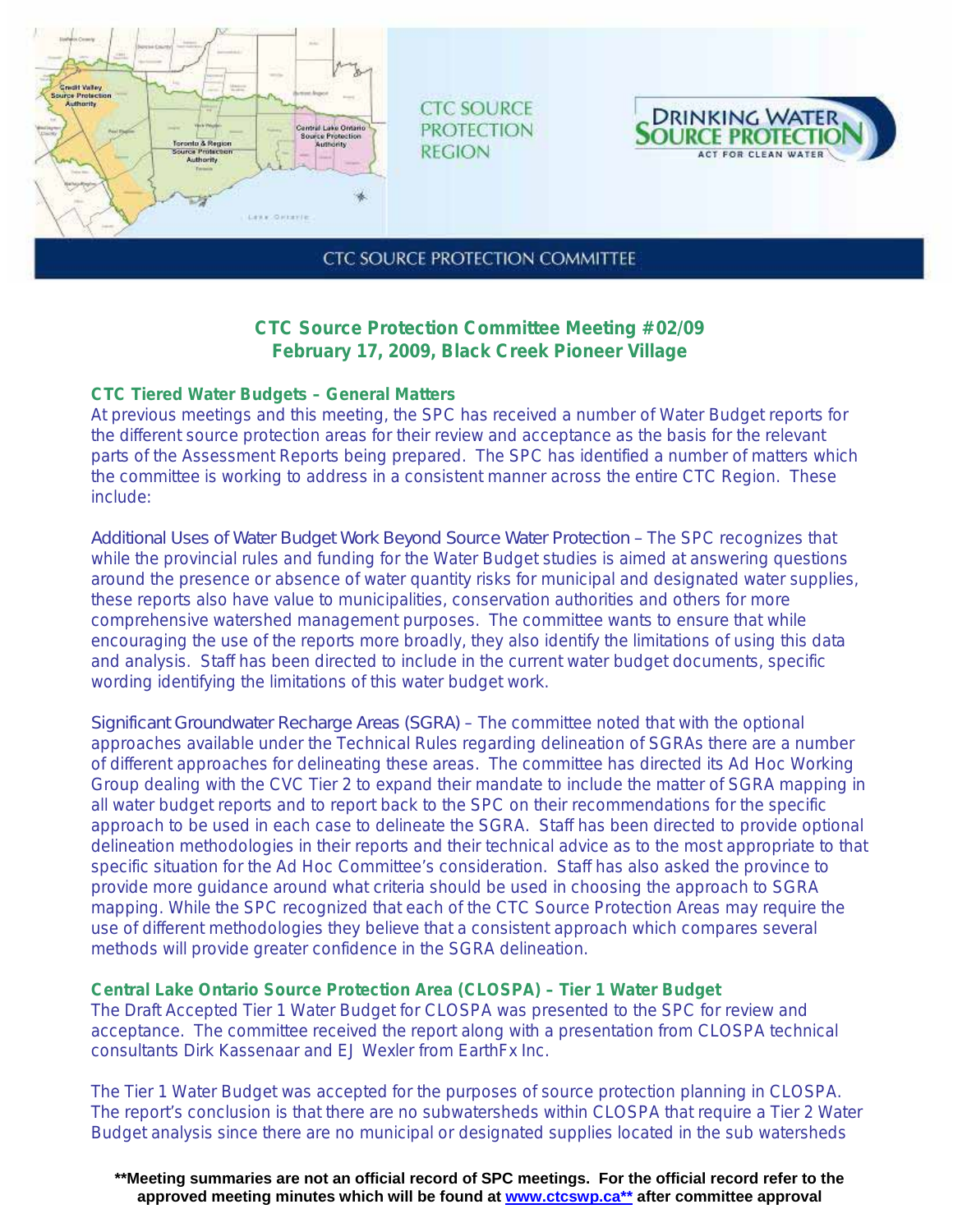CTC SOURCE PROTECTION REGION

DRINKING WATER SOURCE PROTECTION
ACT FOR CLEAN WATER

CTC SOURCE PROTECTION COMMITTEE

## CTC Source Protection Committee Meeting #02/09
## February 17, 2009, Black Creek Pioneer Village

### CTC Tiered Water Budgets – General Matters

At previous meetings and this meeting, the SPC has received a number of Water Budget reports for the different source protection areas for their review and acceptance as the basis for the relevant parts of the Assessment Reports being prepared. The SPC has identified a number of matters which the committee is working to address in a consistent manner across the entire CTC Region. These include:

Additional Uses of Water Budget Work Beyond Source Water Protection – The SPC recognizes that while the provincial rules and funding for the Water Budget studies is aimed at answering questions around the presence or absence of water quantity risks for municipal and designated water supplies, these reports also have value to municipalities, conservation authorities and others for more comprehensive watershed management purposes. The committee wants to ensure that while encouraging the use of the reports more broadly, they also identify the limitations of using this data and analysis. Staff has been directed to include in the current water budget documents, specific wording identifying the limitations of this water budget work.

Significant Groundwater Recharge Areas (SGRA) – The committee noted that with the optional approaches available under the Technical Rules regarding delineation of SGRAs there are a number of different approaches for delineating these areas. The committee has directed its Ad Hoc Working Group dealing with the CVC Tier 2 to expand their mandate to include the matter of SGRA mapping in all water budget reports and to report back to the SPC on their recommendations for the specific approach to be used in each case to delineate the SGRA. Staff has been directed to provide optional delineation methodologies in their reports and their technical advice as to the most appropriate to that specific situation for the Ad Hoc Committee's consideration. Staff has also asked the province to provide more guidance around what criteria should be used in choosing the approach to SGRA mapping. While the SPC recognized that each of the CTC Source Protection Areas may require the use of different methodologies they believe that a consistent approach which compares several methods will provide greater confidence in the SGRA delineation.

### Central Lake Ontario Source Protection Area (CLOSPA) – Tier 1 Water Budget

The Draft Accepted Tier 1 Water Budget for CLOSPA was presented to the SPC for review and acceptance. The committee received the report along with a presentation from CLOSPA technical consultants Dirk Kassenaar and EJ Wexler from EarthFx Inc.

The Tier 1 Water Budget was accepted for the purposes of source protection planning in CLOSPA. The report's conclusion is that there are no subwatersheds within CLOSPA that require a Tier 2 Water Budget analysis since there are no municipal or designated supplies located in the sub watersheds

**Meeting summaries are not an official record of SPC meetings. For the official record refer to the approved meeting minutes which will be found at www.ctcswp.ca** after committee approval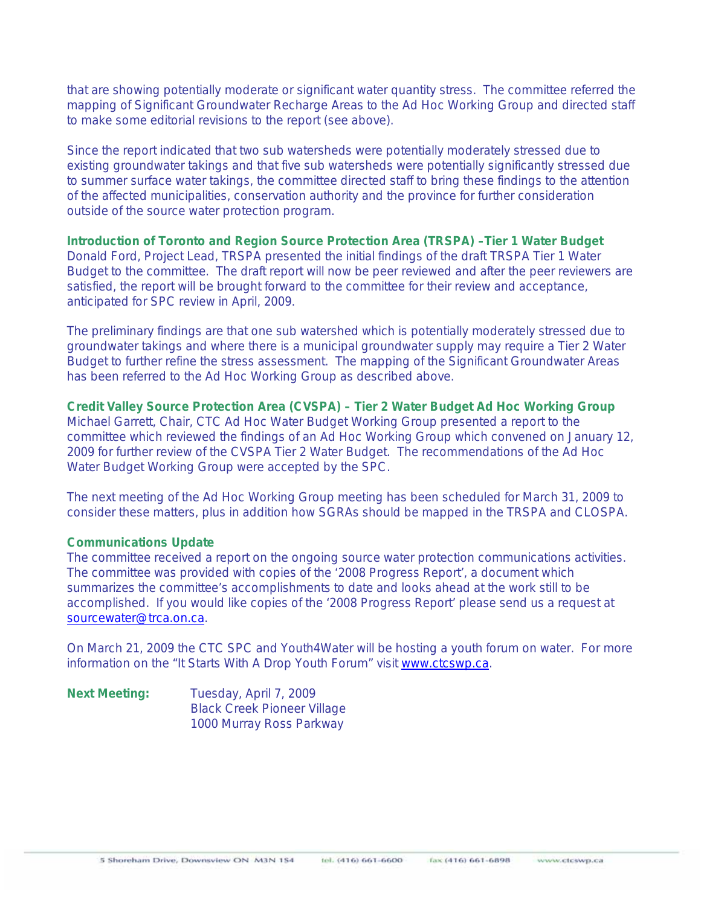that are showing potentially moderate or significant water quantity stress. The committee referred the mapping of Significant Groundwater Recharge Areas to the Ad Hoc Working Group and directed staff to make some editorial revisions to the report (see above).

Since the report indicated that two sub watersheds were potentially moderately stressed due to existing groundwater takings and that five sub watersheds were potentially significantly stressed due to summer surface water takings, the committee directed staff to bring these findings to the attention of the affected municipalities, conservation authority and the province for further consideration outside of the source water protection program.

**Introduction of Toronto and Region Source Protection Area (TRSPA) –Tier 1 Water Budget**
Donald Ford, Project Lead, TRSPA presented the initial findings of the draft TRSPA Tier 1 Water Budget to the committee. The draft report will now be peer reviewed and after the peer reviewers are satisfied, the report will be brought forward to the committee for their review and acceptance, anticipated for SPC review in April, 2009.

The preliminary findings are that one sub watershed which is potentially moderately stressed due to groundwater takings and where there is a municipal groundwater supply may require a Tier 2 Water Budget to further refine the stress assessment. The mapping of the Significant Groundwater Areas has been referred to the Ad Hoc Working Group as described above.

**Credit Valley Source Protection Area (CVSPA) – Tier 2 Water Budget Ad Hoc Working Group**
Michael Garrett, Chair, CTC Ad Hoc Water Budget Working Group presented a report to the committee which reviewed the findings of an Ad Hoc Working Group which convened on January 12, 2009 for further review of the CVSPA Tier 2 Water Budget. The recommendations of the Ad Hoc Water Budget Working Group were accepted by the SPC.

The next meeting of the Ad Hoc Working Group meeting has been scheduled for March 31, 2009 to consider these matters, plus in addition how SGRAs should be mapped in the TRSPA and CLOSPA.

**Communications Update**
The committee received a report on the ongoing source water protection communications activities. The committee was provided with copies of the '2008 Progress Report', a document which summarizes the committee's accomplishments to date and looks ahead at the work still to be accomplished. If you would like copies of the '2008 Progress Report' please send us a request at sourcewater@trca.on.ca.

On March 21, 2009 the CTC SPC and Youth4Water will be hosting a youth forum on water. For more information on the "It Starts With A Drop Youth Forum" visit www.ctcswp.ca.

**Next Meeting:** Tuesday, April 7, 2009
Black Creek Pioneer Village
1000 Murray Ross Parkway